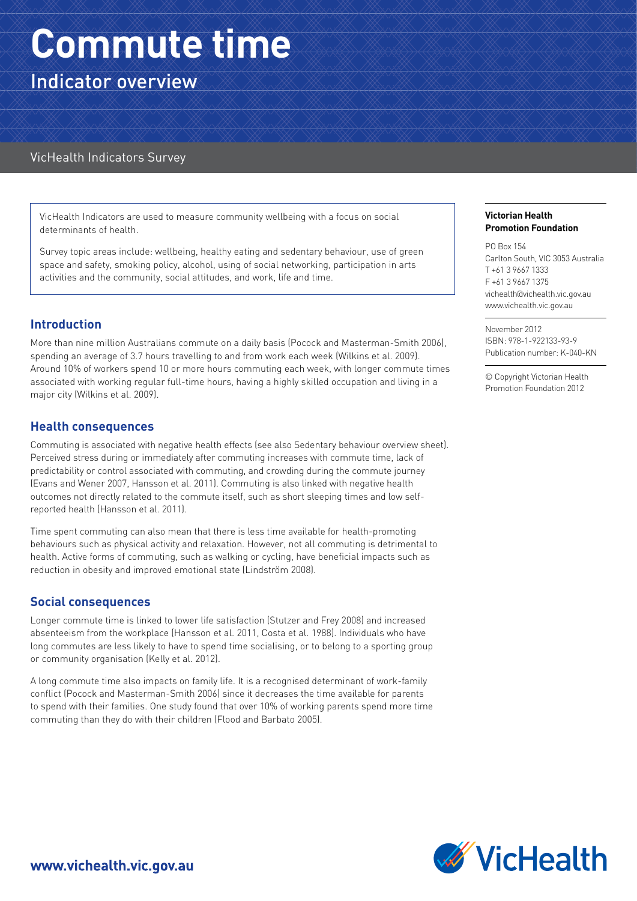# Commute time

## Indicator overview

VicHealth Indicators Survey

VicHealth Indicators are used to measure community wellbeing with a focus on social determinants of health.

Survey topic areas include: wellbeing, healthy eating and sedentary behaviour, use of green space and safety, smoking policy, alcohol, using of social networking, participation in arts activities and the community, social attitudes, and work, life and time.

**Victorian Health Promotion Foundation**

PO Box 154
Carlton South, VIC 3053 Australia
T +61 3 9667 1333
F +61 3 9667 1375
vichealth@vichealth.vic.gov.au
www.vichealth.vic.gov.au

November 2012
ISBN: 978-1-922133-93-9
Publication number: K-040-KN

© Copyright Victorian Health Promotion Foundation 2012

## Introduction

More than nine million Australians commute on a daily basis (Pocock and Masterman-Smith 2006), spending an average of 3.7 hours travelling to and from work each week (Wilkins et al. 2009). Around 10% of workers spend 10 or more hours commuting each week, with longer commute times associated with working regular full-time hours, having a highly skilled occupation and living in a major city (Wilkins et al. 2009).

## Health consequences

Commuting is associated with negative health effects (see also Sedentary behaviour overview sheet). Perceived stress during or immediately after commuting increases with commute time, lack of predictability or control associated with commuting, and crowding during the commute journey (Evans and Wener 2007, Hansson et al. 2011). Commuting is also linked with negative health outcomes not directly related to the commute itself, such as short sleeping times and low self-reported health (Hansson et al. 2011).

Time spent commuting can also mean that there is less time available for health-promoting behaviours such as physical activity and relaxation. However, not all commuting is detrimental to health. Active forms of commuting, such as walking or cycling, have beneficial impacts such as reduction in obesity and improved emotional state (Lindström 2008).

## Social consequences

Longer commute time is linked to lower life satisfaction (Stutzer and Frey 2008) and increased absenteeism from the workplace (Hansson et al. 2011, Costa et al. 1988). Individuals who have long commutes are less likely to have to spend time socialising, or to belong to a sporting group or community organisation (Kelly et al. 2012).

A long commute time also impacts on family life. It is a recognised determinant of work-family conflict (Pocock and Masterman-Smith 2006) since it decreases the time available for parents to spend with their families. One study found that over 10% of working parents spend more time commuting than they do with their children (Flood and Barbato 2005).

**www.vichealth.vic.gov.au**

VicHealth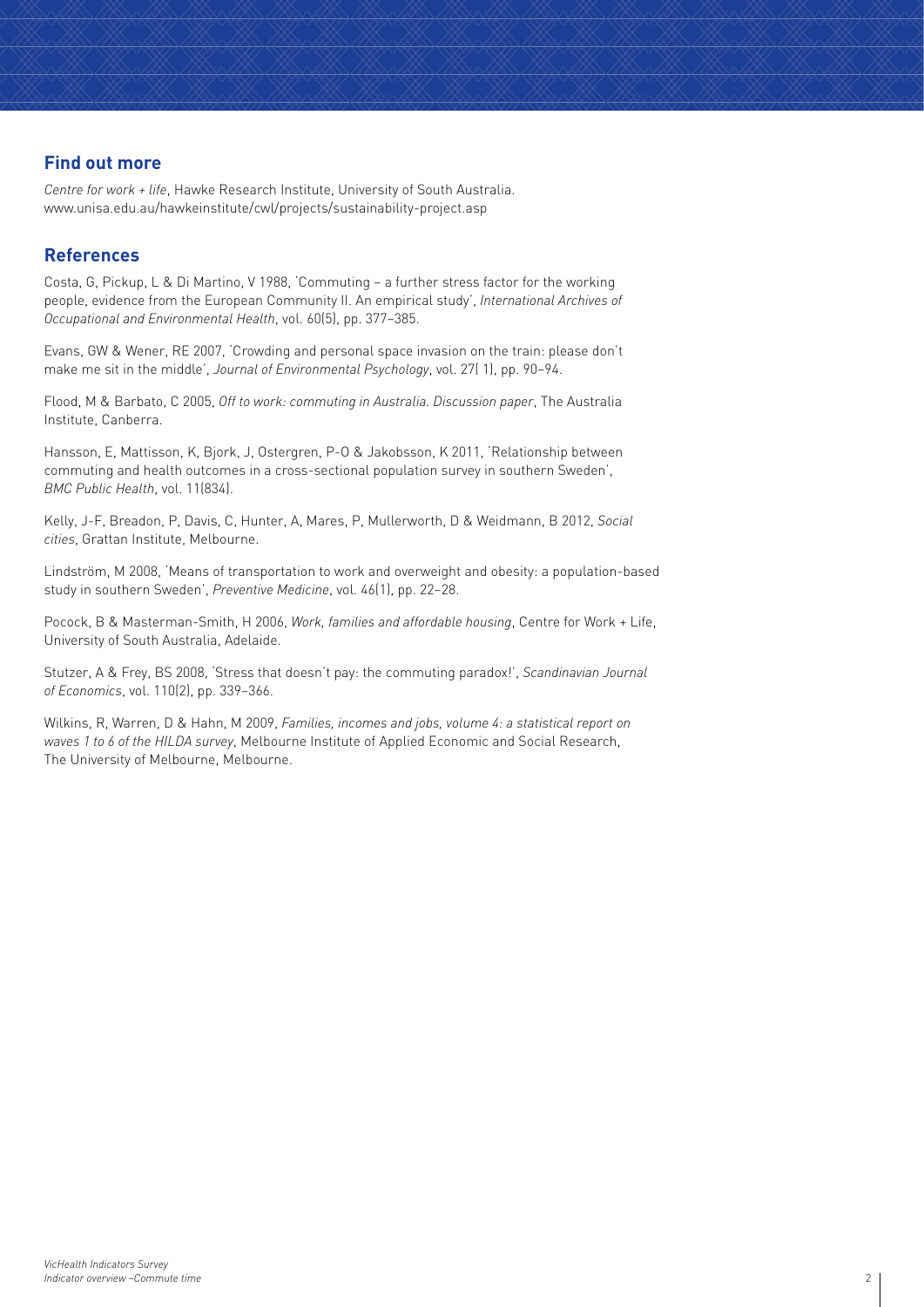## Find out more

*Centre for work + life*, Hawke Research Institute, University of South Australia. www.unisa.edu.au/hawkeinstitute/cwl/projects/sustainability-project.asp

## References

Costa, G, Pickup, L & Di Martino, V 1988, 'Commuting – a further stress factor for the working people, evidence from the European Community II. An empirical study', *International Archives of Occupational and Environmental Health*, vol. 60(5), pp. 377–385.

Evans, GW & Wener, RE 2007, 'Crowding and personal space invasion on the train: please don't make me sit in the middle', *Journal of Environmental Psychology*, vol. 27( 1), pp. 90–94.

Flood, M & Barbato, C 2005, *Off to work: commuting in Australia. Discussion paper*, The Australia Institute, Canberra.

Hansson, E, Mattisson, K, Bjork, J, Ostergren, P-O & Jakobsson, K 2011, 'Relationship between commuting and health outcomes in a cross-sectional population survey in southern Sweden', *BMC Public Health*, vol. 11(834).

Kelly, J-F, Breadon, P, Davis, C, Hunter, A, Mares, P, Mullerworth, D & Weidmann, B 2012, *Social cities*, Grattan Institute, Melbourne.

Lindström, M 2008, 'Means of transportation to work and overweight and obesity: a population-based study in southern Sweden', *Preventive Medicine*, vol. 46(1), pp. 22–28.

Pocock, B & Masterman-Smith, H 2006, *Work, families and affordable housing*, Centre for Work + Life, University of South Australia, Adelaide.

Stutzer, A & Frey, BS 2008, 'Stress that doesn't pay: the commuting paradox!', *Scandinavian Journal of Economics*, vol. 110(2), pp. 339–366.

Wilkins, R, Warren, D & Hahn, M 2009, *Families, incomes and jobs, volume 4: a statistical report on waves 1 to 6 of the HILDA survey*, Melbourne Institute of Applied Economic and Social Research, The University of Melbourne, Melbourne.